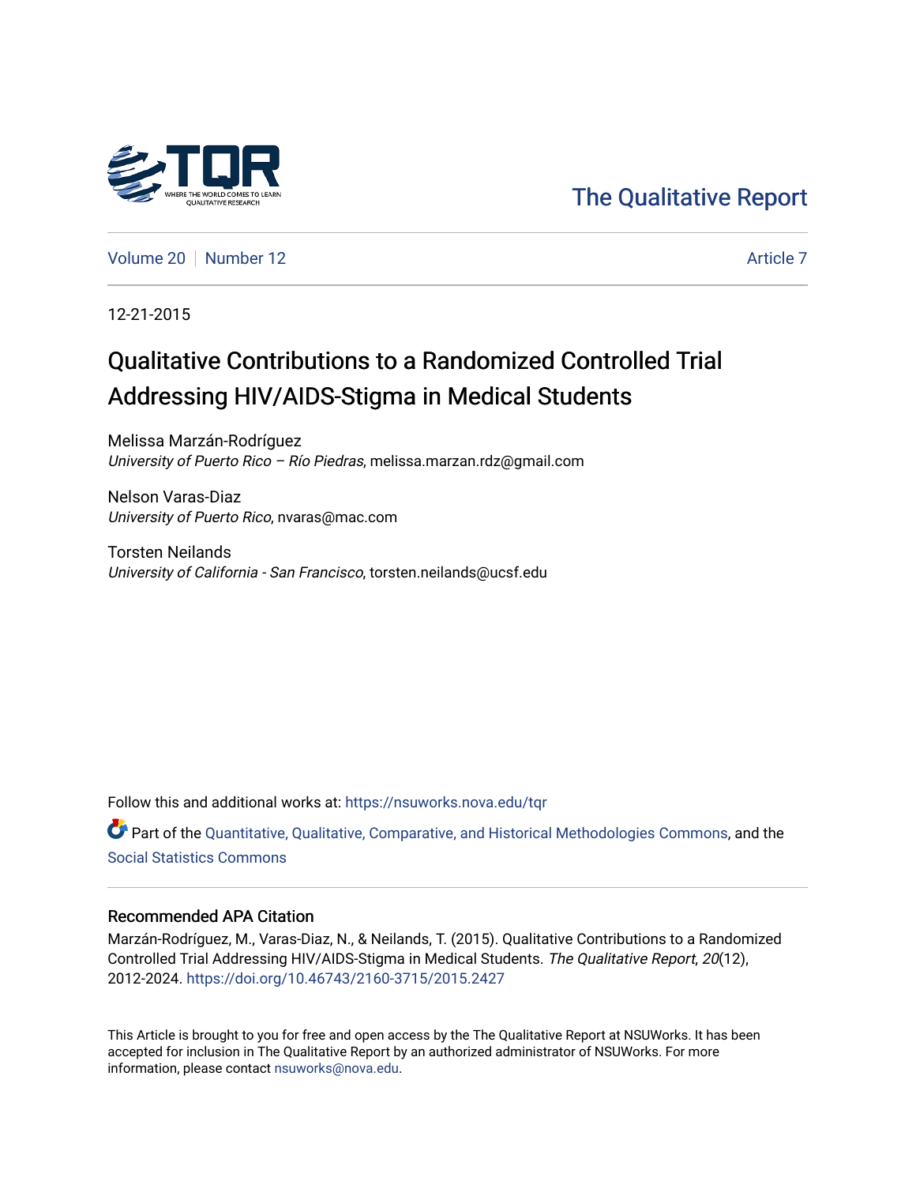The Qualitative Report

Volume 20 | Number 12 | Article 7

12-21-2015

# Qualitative Contributions to a Randomized Controlled Trial Addressing HIV/AIDS-Stigma in Medical Students

Melissa Marzán-Rodríguez
*University of Puerto Rico – Río Piedras*, melissa.marzan.rdz@gmail.com

Nelson Varas-Diaz
*University of Puerto Rico*, nvaras@mac.com

Torsten Neilands
*University of California - San Francisco*, torsten.neilands@ucsf.edu

Follow this and additional works at: https://nsuworks.nova.edu/tqr

Part of the Quantitative, Qualitative, Comparative, and Historical Methodologies Commons, and the Social Statistics Commons

## Recommended APA Citation

Marzán-Rodríguez, M., Varas-Diaz, N., & Neilands, T. (2015). Qualitative Contributions to a Randomized Controlled Trial Addressing HIV/AIDS-Stigma in Medical Students. *The Qualitative Report*, *20*(12), 2012-2024. https://doi.org/10.46743/2160-3715/2015.2427

This Article is brought to you for free and open access by the The Qualitative Report at NSUWorks. It has been accepted for inclusion in The Qualitative Report by an authorized administrator of NSUWorks. For more information, please contact nsuworks@nova.edu.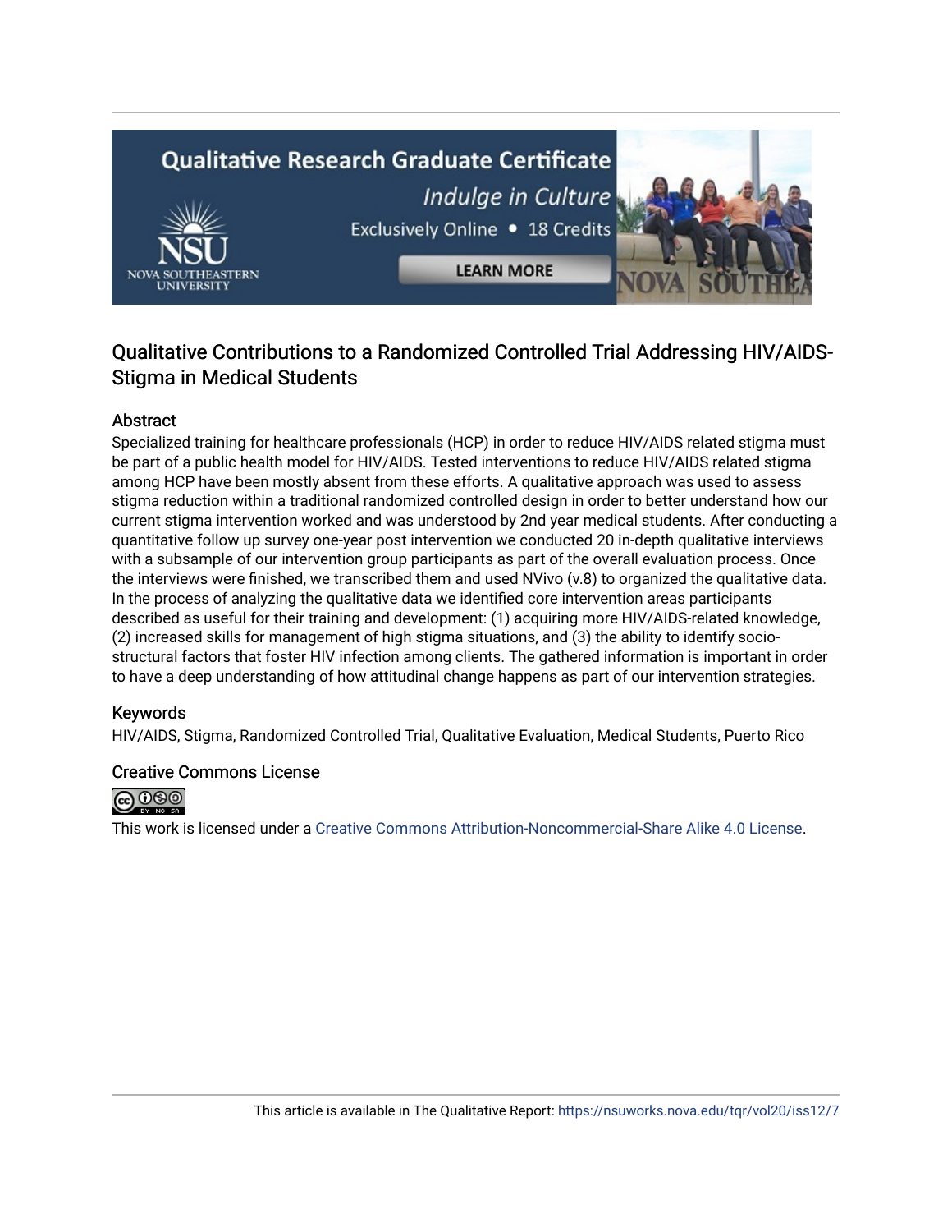## Qualitative Contributions to a Randomized Controlled Trial Addressing HIV/AIDS-Stigma in Medical Students

### Abstract

Specialized training for healthcare professionals (HCP) in order to reduce HIV/AIDS related stigma must be part of a public health model for HIV/AIDS. Tested interventions to reduce HIV/AIDS related stigma among HCP have been mostly absent from these efforts. A qualitative approach was used to assess stigma reduction within a traditional randomized controlled design in order to better understand how our current stigma intervention worked and was understood by 2nd year medical students. After conducting a quantitative follow up survey one-year post intervention we conducted 20 in-depth qualitative interviews with a subsample of our intervention group participants as part of the overall evaluation process. Once the interviews were finished, we transcribed them and used NVivo (v.8) to organized the qualitative data. In the process of analyzing the qualitative data we identified core intervention areas participants described as useful for their training and development: (1) acquiring more HIV/AIDS-related knowledge, (2) increased skills for management of high stigma situations, and (3) the ability to identify socio-structural factors that foster HIV infection among clients. The gathered information is important in order to have a deep understanding of how attitudinal change happens as part of our intervention strategies.

### Keywords

HIV/AIDS, Stigma, Randomized Controlled Trial, Qualitative Evaluation, Medical Students, Puerto Rico

### Creative Commons License

This work is licensed under a Creative Commons Attribution-Noncommercial-Share Alike 4.0 License.

This article is available in The Qualitative Report: https://nsuworks.nova.edu/tqr/vol20/iss12/7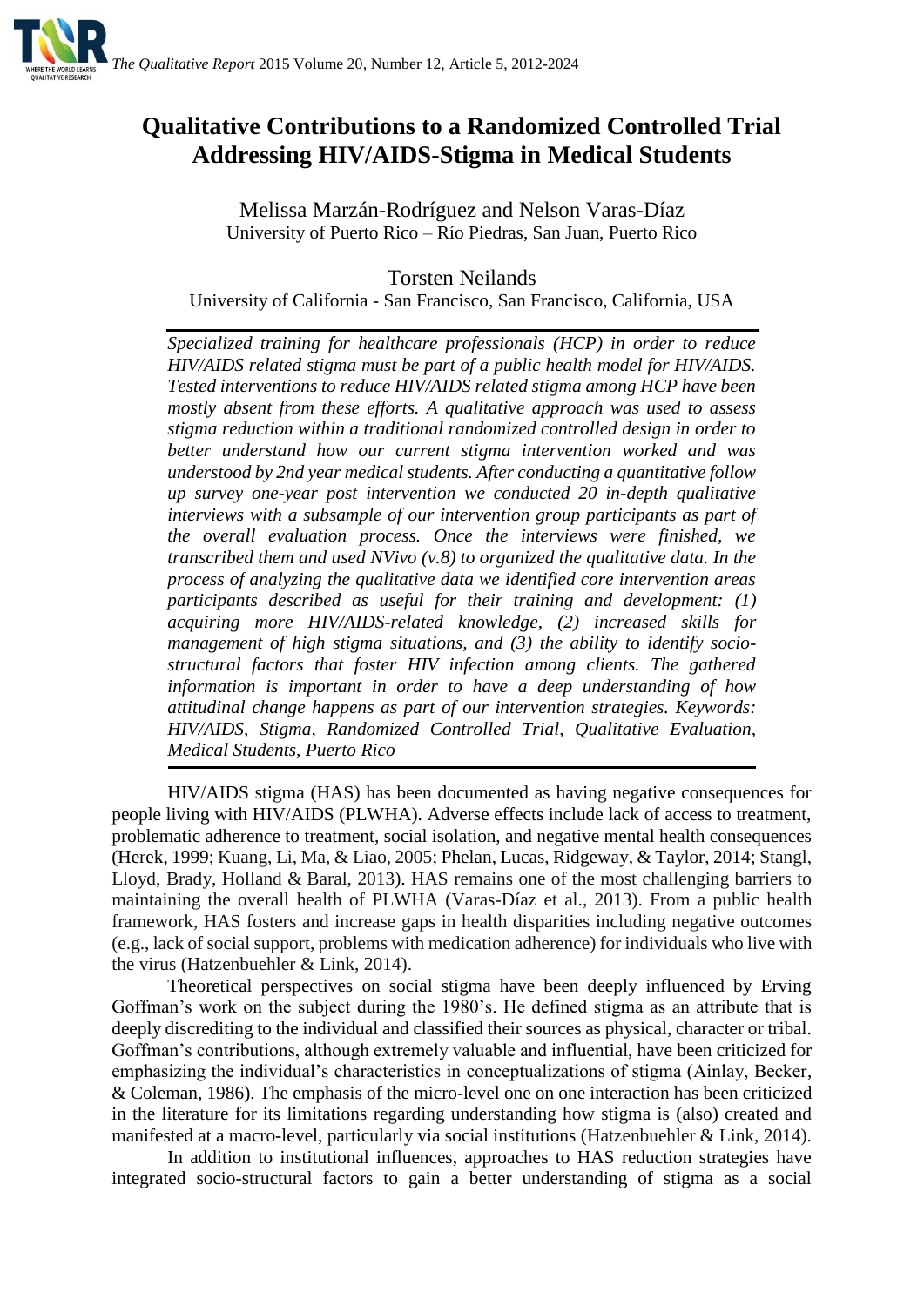# Qualitative Contributions to a Randomized Controlled Trial Addressing HIV/AIDS-Stigma in Medical Students

Melissa Marzán-Rodríguez and Nelson Varas-Díaz
University of Puerto Rico – Río Piedras, San Juan, Puerto Rico

Torsten Neilands
University of California - San Francisco, San Francisco, California, USA

*Specialized training for healthcare professionals (HCP) in order to reduce HIV/AIDS related stigma must be part of a public health model for HIV/AIDS. Tested interventions to reduce HIV/AIDS related stigma among HCP have been mostly absent from these efforts. A qualitative approach was used to assess stigma reduction within a traditional randomized controlled design in order to better understand how our current stigma intervention worked and was understood by 2nd year medical students. After conducting a quantitative follow up survey one-year post intervention we conducted 20 in-depth qualitative interviews with a subsample of our intervention group participants as part of the overall evaluation process. Once the interviews were finished, we transcribed them and used NVivo (v.8) to organized the qualitative data. In the process of analyzing the qualitative data we identified core intervention areas participants described as useful for their training and development: (1) acquiring more HIV/AIDS-related knowledge, (2) increased skills for management of high stigma situations, and (3) the ability to identify socio-structural factors that foster HIV infection among clients. The gathered information is important in order to have a deep understanding of how attitudinal change happens as part of our intervention strategies. Keywords: HIV/AIDS, Stigma, Randomized Controlled Trial, Qualitative Evaluation, Medical Students, Puerto Rico*

HIV/AIDS stigma (HAS) has been documented as having negative consequences for people living with HIV/AIDS (PLWHA). Adverse effects include lack of access to treatment, problematic adherence to treatment, social isolation, and negative mental health consequences (Herek, 1999; Kuang, Li, Ma, & Liao, 2005; Phelan, Lucas, Ridgeway, & Taylor, 2014; Stangl, Lloyd, Brady, Holland & Baral, 2013). HAS remains one of the most challenging barriers to maintaining the overall health of PLWHA (Varas-Díaz et al., 2013). From a public health framework, HAS fosters and increase gaps in health disparities including negative outcomes (e.g., lack of social support, problems with medication adherence) for individuals who live with the virus (Hatzenbuehler & Link, 2014).

Theoretical perspectives on social stigma have been deeply influenced by Erving Goffman's work on the subject during the 1980's. He defined stigma as an attribute that is deeply discrediting to the individual and classified their sources as physical, character or tribal. Goffman's contributions, although extremely valuable and influential, have been criticized for emphasizing the individual's characteristics in conceptualizations of stigma (Ainlay, Becker, & Coleman, 1986). The emphasis of the micro-level one on one interaction has been criticized in the literature for its limitations regarding understanding how stigma is (also) created and manifested at a macro-level, particularly via social institutions (Hatzenbuehler & Link, 2014).

In addition to institutional influences, approaches to HAS reduction strategies have integrated socio-structural factors to gain a better understanding of stigma as a social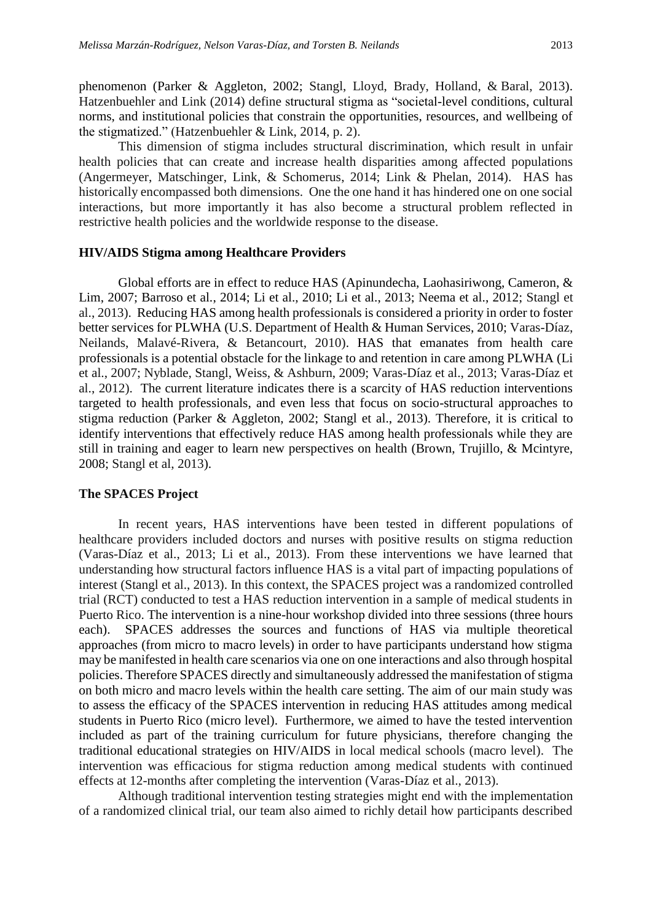phenomenon (Parker & Aggleton, 2002; Stangl, Lloyd, Brady, Holland, & Baral, 2013). Hatzenbuehler and Link (2014) define structural stigma as "societal-level conditions, cultural norms, and institutional policies that constrain the opportunities, resources, and wellbeing of the stigmatized." (Hatzenbuehler & Link, 2014, p. 2).

This dimension of stigma includes structural discrimination, which result in unfair health policies that can create and increase health disparities among affected populations (Angermeyer, Matschinger, Link, & Schomerus, 2014; Link & Phelan, 2014). HAS has historically encompassed both dimensions. One the one hand it has hindered one on one social interactions, but more importantly it has also become a structural problem reflected in restrictive health policies and the worldwide response to the disease.

## HIV/AIDS Stigma among Healthcare Providers

Global efforts are in effect to reduce HAS (Apinundecha, Laohasiriwong, Cameron, & Lim, 2007; Barroso et al., 2014; Li et al., 2010; Li et al., 2013; Neema et al., 2012; Stangl et al., 2013). Reducing HAS among health professionals is considered a priority in order to foster better services for PLWHA (U.S. Department of Health & Human Services, 2010; Varas-Díaz, Neilands, Malavé-Rivera, & Betancourt, 2010). HAS that emanates from health care professionals is a potential obstacle for the linkage to and retention in care among PLWHA (Li et al., 2007; Nyblade, Stangl, Weiss, & Ashburn, 2009; Varas-Díaz et al., 2013; Varas-Díaz et al., 2012). The current literature indicates there is a scarcity of HAS reduction interventions targeted to health professionals, and even less that focus on socio-structural approaches to stigma reduction (Parker & Aggleton, 2002; Stangl et al., 2013). Therefore, it is critical to identify interventions that effectively reduce HAS among health professionals while they are still in training and eager to learn new perspectives on health (Brown, Trujillo, & Mcintyre, 2008; Stangl et al, 2013).

## The SPACES Project

In recent years, HAS interventions have been tested in different populations of healthcare providers included doctors and nurses with positive results on stigma reduction (Varas-Díaz et al., 2013; Li et al., 2013). From these interventions we have learned that understanding how structural factors influence HAS is a vital part of impacting populations of interest (Stangl et al., 2013). In this context, the SPACES project was a randomized controlled trial (RCT) conducted to test a HAS reduction intervention in a sample of medical students in Puerto Rico. The intervention is a nine-hour workshop divided into three sessions (three hours each). SPACES addresses the sources and functions of HAS via multiple theoretical approaches (from micro to macro levels) in order to have participants understand how stigma may be manifested in health care scenarios via one on one interactions and also through hospital policies. Therefore SPACES directly and simultaneously addressed the manifestation of stigma on both micro and macro levels within the health care setting. The aim of our main study was to assess the efficacy of the SPACES intervention in reducing HAS attitudes among medical students in Puerto Rico (micro level). Furthermore, we aimed to have the tested intervention included as part of the training curriculum for future physicians, therefore changing the traditional educational strategies on HIV/AIDS in local medical schools (macro level). The intervention was efficacious for stigma reduction among medical students with continued effects at 12-months after completing the intervention (Varas-Díaz et al., 2013).

Although traditional intervention testing strategies might end with the implementation of a randomized clinical trial, our team also aimed to richly detail how participants described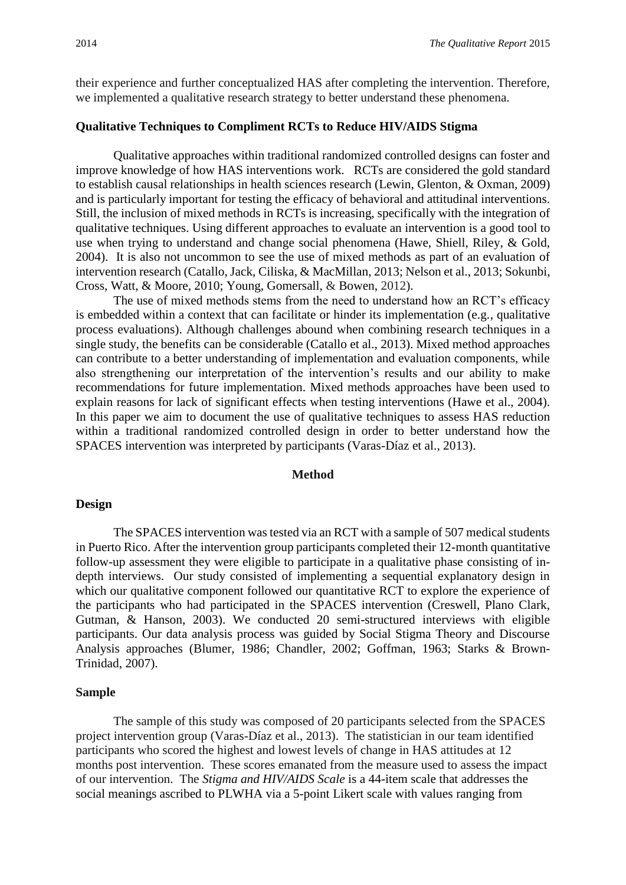their experience and further conceptualized HAS after completing the intervention. Therefore, we implemented a qualitative research strategy to better understand these phenomena.

### Qualitative Techniques to Compliment RCTs to Reduce HIV/AIDS Stigma

Qualitative approaches within traditional randomized controlled designs can foster and improve knowledge of how HAS interventions work. RCTs are considered the gold standard to establish causal relationships in health sciences research (Lewin, Glenton, & Oxman, 2009) and is particularly important for testing the efficacy of behavioral and attitudinal interventions. Still, the inclusion of mixed methods in RCTs is increasing, specifically with the integration of qualitative techniques. Using different approaches to evaluate an intervention is a good tool to use when trying to understand and change social phenomena (Hawe, Shiell, Riley, & Gold, 2004). It is also not uncommon to see the use of mixed methods as part of an evaluation of intervention research (Catallo, Jack, Ciliska, & MacMillan, 2013; Nelson et al., 2013; Sokunbi, Cross, Watt, & Moore, 2010; Young, Gomersall, & Bowen, 2012).

The use of mixed methods stems from the need to understand how an RCT's efficacy is embedded within a context that can facilitate or hinder its implementation (e.g., qualitative process evaluations). Although challenges abound when combining research techniques in a single study, the benefits can be considerable (Catallo et al., 2013). Mixed method approaches can contribute to a better understanding of implementation and evaluation components, while also strengthening our interpretation of the intervention's results and our ability to make recommendations for future implementation. Mixed methods approaches have been used to explain reasons for lack of significant effects when testing interventions (Hawe et al., 2004). In this paper we aim to document the use of qualitative techniques to assess HAS reduction within a traditional randomized controlled design in order to better understand how the SPACES intervention was interpreted by participants (Varas-Díaz et al., 2013).

## Method

### Design

The SPACES intervention was tested via an RCT with a sample of 507 medical students in Puerto Rico. After the intervention group participants completed their 12-month quantitative follow-up assessment they were eligible to participate in a qualitative phase consisting of in-depth interviews. Our study consisted of implementing a sequential explanatory design in which our qualitative component followed our quantitative RCT to explore the experience of the participants who had participated in the SPACES intervention (Creswell, Plano Clark, Gutman, & Hanson, 2003). We conducted 20 semi-structured interviews with eligible participants. Our data analysis process was guided by Social Stigma Theory and Discourse Analysis approaches (Blumer, 1986; Chandler, 2002; Goffman, 1963; Starks & Brown-Trinidad, 2007).

### Sample

The sample of this study was composed of 20 participants selected from the SPACES project intervention group (Varas-Díaz et al., 2013). The statistician in our team identified participants who scored the highest and lowest levels of change in HAS attitudes at 12 months post intervention. These scores emanated from the measure used to assess the impact of our intervention. The *Stigma and HIV/AIDS Scale* is a 44-item scale that addresses the social meanings ascribed to PLWHA via a 5-point Likert scale with values ranging from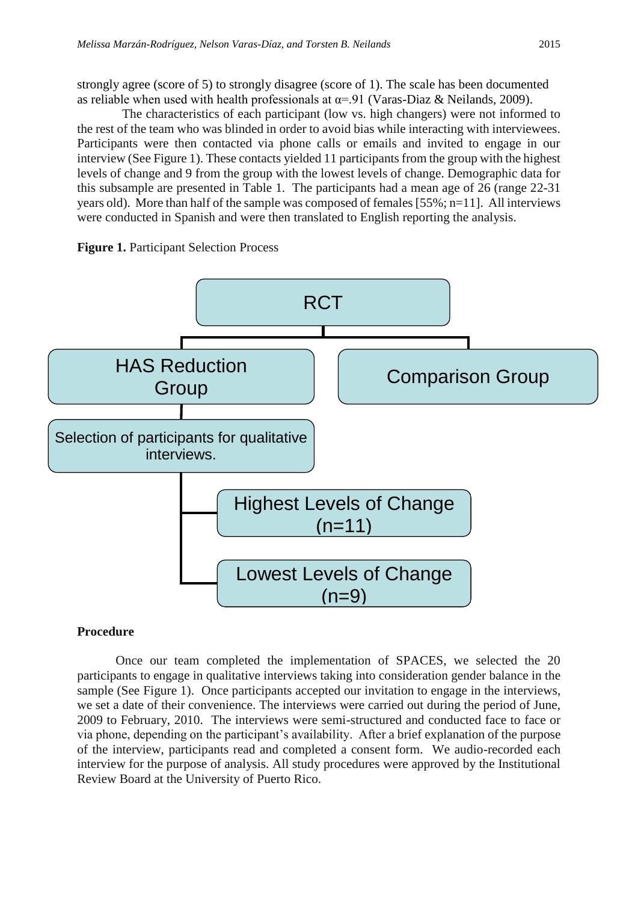strongly agree (score of 5) to strongly disagree (score of 1). The scale has been documented as reliable when used with health professionals at α=.91 (Varas-Diaz & Neilands, 2009).

The characteristics of each participant (low vs. high changers) were not informed to the rest of the team who was blinded in order to avoid bias while interacting with interviewees. Participants were then contacted via phone calls or emails and invited to engage in our interview (See Figure 1). These contacts yielded 11 participants from the group with the highest levels of change and 9 from the group with the lowest levels of change. Demographic data for this subsample are presented in Table 1. The participants had a mean age of 26 (range 22-31 years old). More than half of the sample was composed of females [55%; n=11]. All interviews were conducted in Spanish and were then translated to English reporting the analysis.

**Figure 1.** Participant Selection Process

RCT

HAS Reduction Group

Comparison Group

Selection of participants for qualitative interviews.

Highest Levels of Change (n=11)

Lowest Levels of Change (n=9)

**Procedure**

Once our team completed the implementation of SPACES, we selected the 20 participants to engage in qualitative interviews taking into consideration gender balance in the sample (See Figure 1). Once participants accepted our invitation to engage in the interviews, we set a date of their convenience. The interviews were carried out during the period of June, 2009 to February, 2010. The interviews were semi-structured and conducted face to face or via phone, depending on the participant's availability. After a brief explanation of the purpose of the interview, participants read and completed a consent form. We audio-recorded each interview for the purpose of analysis. All study procedures were approved by the Institutional Review Board at the University of Puerto Rico.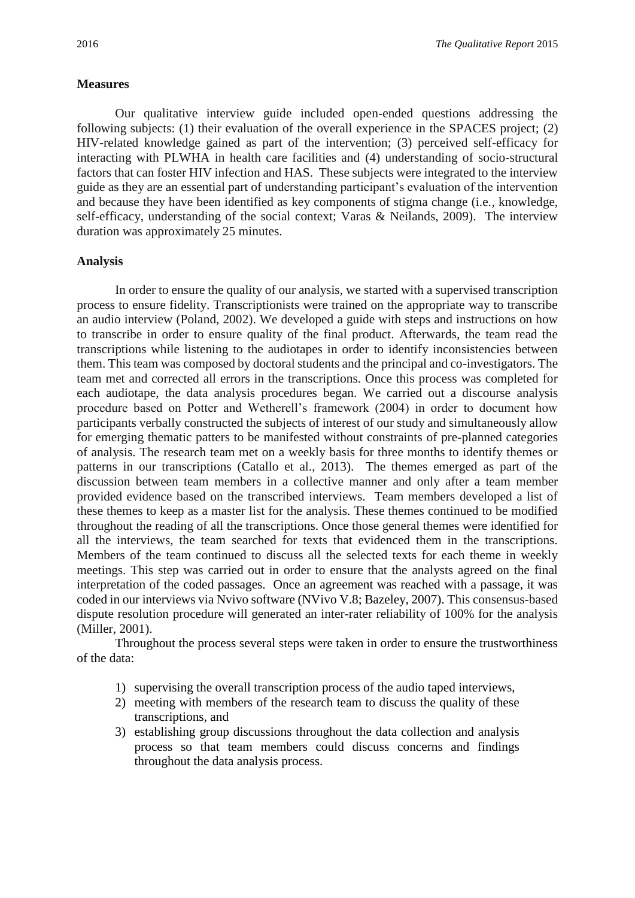**Measures**

Our qualitative interview guide included open-ended questions addressing the following subjects: (1) their evaluation of the overall experience in the SPACES project; (2) HIV-related knowledge gained as part of the intervention; (3) perceived self-efficacy for interacting with PLWHA in health care facilities and (4) understanding of socio-structural factors that can foster HIV infection and HAS. These subjects were integrated to the interview guide as they are an essential part of understanding participant's evaluation of the intervention and because they have been identified as key components of stigma change (i.e., knowledge, self-efficacy, understanding of the social context; Varas & Neilands, 2009). The interview duration was approximately 25 minutes.

**Analysis**

In order to ensure the quality of our analysis, we started with a supervised transcription process to ensure fidelity. Transcriptionists were trained on the appropriate way to transcribe an audio interview (Poland, 2002). We developed a guide with steps and instructions on how to transcribe in order to ensure quality of the final product. Afterwards, the team read the transcriptions while listening to the audiotapes in order to identify inconsistencies between them. This team was composed by doctoral students and the principal and co-investigators. The team met and corrected all errors in the transcriptions. Once this process was completed for each audiotape, the data analysis procedures began. We carried out a discourse analysis procedure based on Potter and Wetherell's framework (2004) in order to document how participants verbally constructed the subjects of interest of our study and simultaneously allow for emerging thematic patters to be manifested without constraints of pre-planned categories of analysis. The research team met on a weekly basis for three months to identify themes or patterns in our transcriptions (Catallo et al., 2013). The themes emerged as part of the discussion between team members in a collective manner and only after a team member provided evidence based on the transcribed interviews. Team members developed a list of these themes to keep as a master list for the analysis. These themes continued to be modified throughout the reading of all the transcriptions. Once those general themes were identified for all the interviews, the team searched for texts that evidenced them in the transcriptions. Members of the team continued to discuss all the selected texts for each theme in weekly meetings. This step was carried out in order to ensure that the analysts agreed on the final interpretation of the coded passages. Once an agreement was reached with a passage, it was coded in our interviews via Nvivo software (NVivo V.8; Bazeley, 2007). This consensus-based dispute resolution procedure will generated an inter-rater reliability of 100% for the analysis (Miller, 2001).

Throughout the process several steps were taken in order to ensure the trustworthiness of the data:

1) supervising the overall transcription process of the audio taped interviews,
2) meeting with members of the research team to discuss the quality of these transcriptions, and
3) establishing group discussions throughout the data collection and analysis process so that team members could discuss concerns and findings throughout the data analysis process.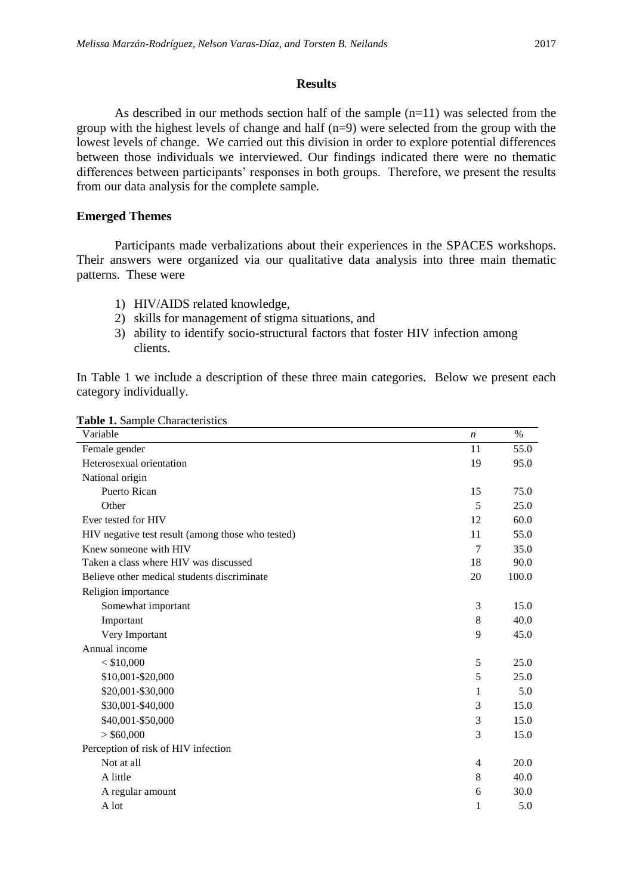## Results

As described in our methods section half of the sample (n=11) was selected from the group with the highest levels of change and half (n=9) were selected from the group with the lowest levels of change. We carried out this division in order to explore potential differences between those individuals we interviewed. Our findings indicated there were no thematic differences between participants' responses in both groups. Therefore, we present the results from our data analysis for the complete sample.

### Emerged Themes

Participants made verbalizations about their experiences in the SPACES workshops. Their answers were organized via our qualitative data analysis into three main thematic patterns. These were

1) HIV/AIDS related knowledge,
2) skills for management of stigma situations, and
3) ability to identify socio-structural factors that foster HIV infection among clients.

In Table 1 we include a description of these three main categories. Below we present each category individually.

**Table 1.** Sample Characteristics

| Variable | *n* | % |
|---|---|---|
| Female gender | 11 | 55.0 |
| Heterosexual orientation | 19 | 95.0 |
| National origin | | |
| Puerto Rican | 15 | 75.0 |
| Other | 5 | 25.0 |
| Ever tested for HIV | 12 | 60.0 |
| HIV negative test result (among those who tested) | 11 | 55.0 |
| Knew someone with HIV | 7 | 35.0 |
| Taken a class where HIV was discussed | 18 | 90.0 |
| Believe other medical students discriminate | 20 | 100.0 |
| Religion importance | | |
| Somewhat important | 3 | 15.0 |
| Important | 8 | 40.0 |
| Very Important | 9 | 45.0 |
| Annual income | | |
| < $10,000 | 5 | 25.0 |
| $10,001-$20,000 | 5 | 25.0 |
| $20,001-$30,000 | 1 | 5.0 |
| $30,001-$40,000 | 3 | 15.0 |
| $40,001-$50,000 | 3 | 15.0 |
| > $60,000 | 3 | 15.0 |
| Perception of risk of HIV infection | | |
| Not at all | 4 | 20.0 |
| A little | 8 | 40.0 |
| A regular amount | 6 | 30.0 |
| A lot | 1 | 5.0 |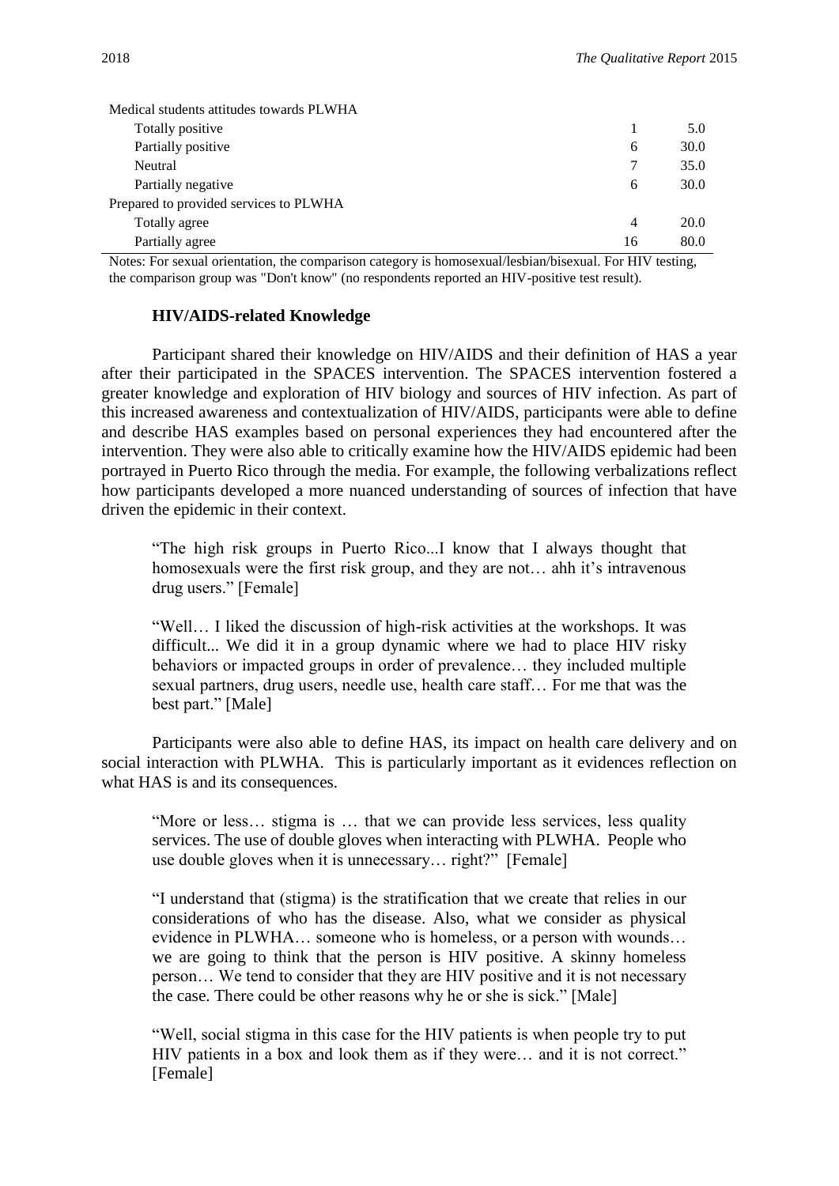| | | |
|---|---|---|
| Medical students attitudes towards PLWHA | | |
| Totally positive | 1 | 5.0 |
| Partially positive | 6 | 30.0 |
| Neutral | 7 | 35.0 |
| Partially negative | 6 | 30.0 |
| Prepared to provided services to PLWHA | | |
| Totally agree | 4 | 20.0 |
| Partially agree | 16 | 80.0 |

Notes: For sexual orientation, the comparison category is homosexual/lesbian/bisexual. For HIV testing, the comparison group was "Don't know" (no respondents reported an HIV-positive test result).

### HIV/AIDS-related Knowledge

Participant shared their knowledge on HIV/AIDS and their definition of HAS a year after their participated in the SPACES intervention. The SPACES intervention fostered a greater knowledge and exploration of HIV biology and sources of HIV infection. As part of this increased awareness and contextualization of HIV/AIDS, participants were able to define and describe HAS examples based on personal experiences they had encountered after the intervention. They were also able to critically examine how the HIV/AIDS epidemic had been portrayed in Puerto Rico through the media. For example, the following verbalizations reflect how participants developed a more nuanced understanding of sources of infection that have driven the epidemic in their context.

> "The high risk groups in Puerto Rico...I know that I always thought that homosexuals were the first risk group, and they are not… ahh it's intravenous drug users." [Female]

> "Well… I liked the discussion of high-risk activities at the workshops. It was difficult... We did it in a group dynamic where we had to place HIV risky behaviors or impacted groups in order of prevalence… they included multiple sexual partners, drug users, needle use, health care staff… For me that was the best part." [Male]

Participants were also able to define HAS, its impact on health care delivery and on social interaction with PLWHA. This is particularly important as it evidences reflection on what HAS is and its consequences.

> "More or less… stigma is … that we can provide less services, less quality services. The use of double gloves when interacting with PLWHA. People who use double gloves when it is unnecessary… right?" [Female]

> "I understand that (stigma) is the stratification that we create that relies in our considerations of who has the disease. Also, what we consider as physical evidence in PLWHA… someone who is homeless, or a person with wounds… we are going to think that the person is HIV positive. A skinny homeless person… We tend to consider that they are HIV positive and it is not necessary the case. There could be other reasons why he or she is sick." [Male]

> "Well, social stigma in this case for the HIV patients is when people try to put HIV patients in a box and look them as if they were… and it is not correct." [Female]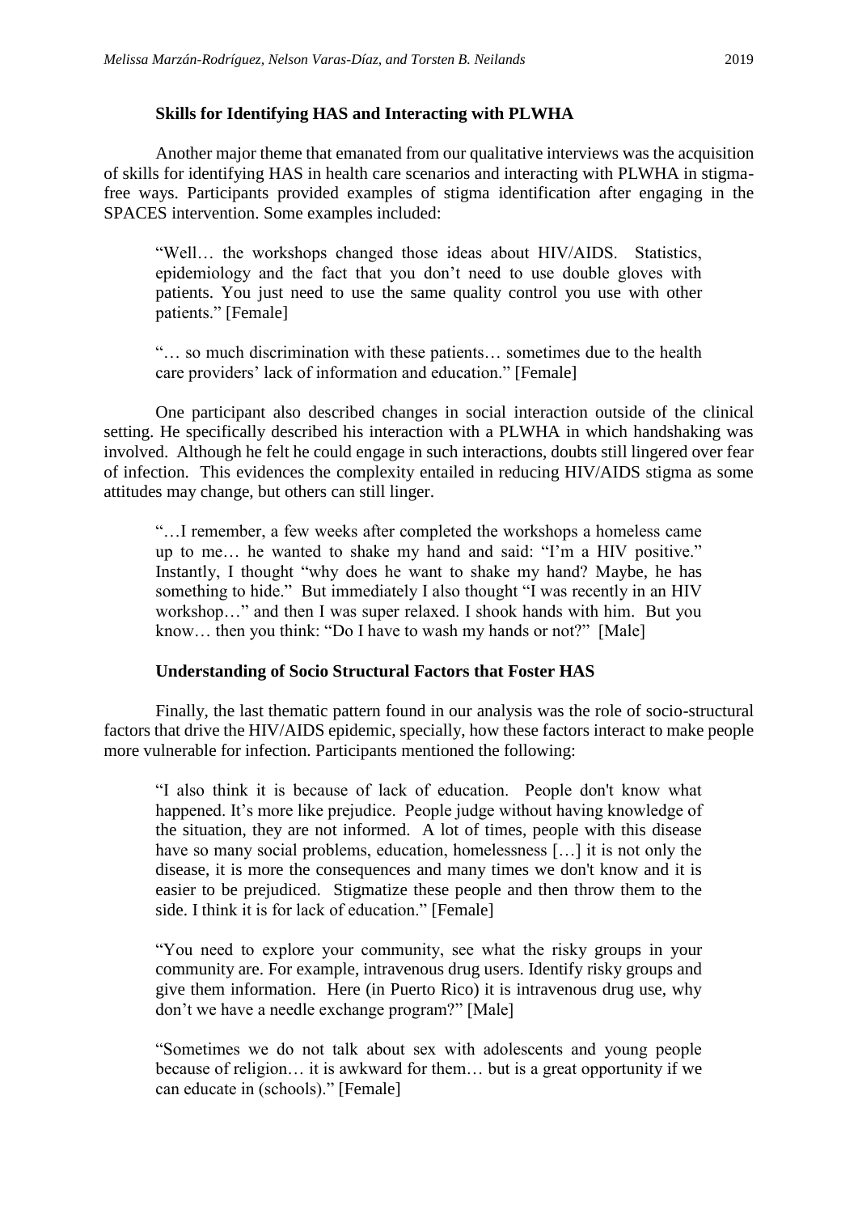### Skills for Identifying HAS and Interacting with PLWHA

Another major theme that emanated from our qualitative interviews was the acquisition of skills for identifying HAS in health care scenarios and interacting with PLWHA in stigma-free ways. Participants provided examples of stigma identification after engaging in the SPACES intervention. Some examples included:

> "Well… the workshops changed those ideas about HIV/AIDS. Statistics, epidemiology and the fact that you don't need to use double gloves with patients. You just need to use the same quality control you use with other patients." [Female]

> "… so much discrimination with these patients… sometimes due to the health care providers' lack of information and education." [Female]

One participant also described changes in social interaction outside of the clinical setting. He specifically described his interaction with a PLWHA in which handshaking was involved. Although he felt he could engage in such interactions, doubts still lingered over fear of infection. This evidences the complexity entailed in reducing HIV/AIDS stigma as some attitudes may change, but others can still linger.

> "…I remember, a few weeks after completed the workshops a homeless came up to me… he wanted to shake my hand and said: "I'm a HIV positive." Instantly, I thought "why does he want to shake my hand? Maybe, he has something to hide." But immediately I also thought "I was recently in an HIV workshop…" and then I was super relaxed. I shook hands with him. But you know… then you think: "Do I have to wash my hands or not?" [Male]

### Understanding of Socio Structural Factors that Foster HAS

Finally, the last thematic pattern found in our analysis was the role of socio-structural factors that drive the HIV/AIDS epidemic, specially, how these factors interact to make people more vulnerable for infection. Participants mentioned the following:

> "I also think it is because of lack of education. People don't know what happened. It's more like prejudice. People judge without having knowledge of the situation, they are not informed. A lot of times, people with this disease have so many social problems, education, homelessness […] it is not only the disease, it is more the consequences and many times we don't know and it is easier to be prejudiced. Stigmatize these people and then throw them to the side. I think it is for lack of education." [Female]

> "You need to explore your community, see what the risky groups in your community are. For example, intravenous drug users. Identify risky groups and give them information. Here (in Puerto Rico) it is intravenous drug use, why don't we have a needle exchange program?" [Male]

> "Sometimes we do not talk about sex with adolescents and young people because of religion… it is awkward for them… but is a great opportunity if we can educate in (schools)." [Female]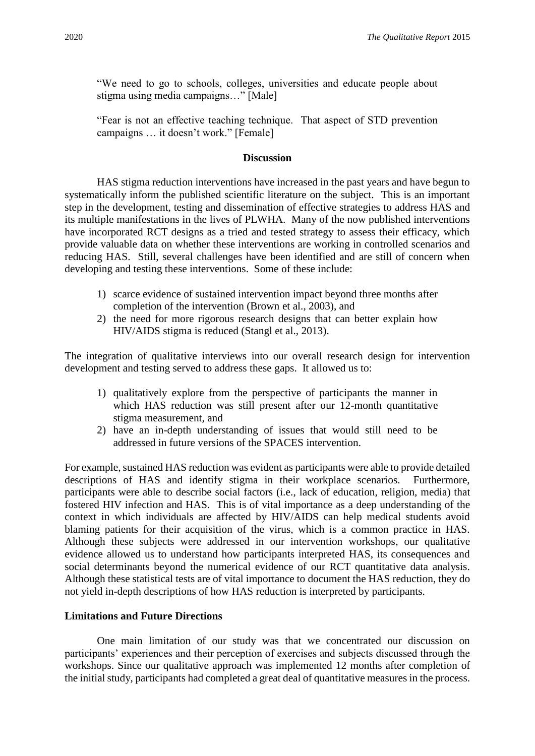> "We need to go to schools, colleges, universities and educate people about stigma using media campaigns…" [Male]

> "Fear is not an effective teaching technique. That aspect of STD prevention campaigns … it doesn't work." [Female]

## Discussion

HAS stigma reduction interventions have increased in the past years and have begun to systematically inform the published scientific literature on the subject. This is an important step in the development, testing and dissemination of effective strategies to address HAS and its multiple manifestations in the lives of PLWHA. Many of the now published interventions have incorporated RCT designs as a tried and tested strategy to assess their efficacy, which provide valuable data on whether these interventions are working in controlled scenarios and reducing HAS. Still, several challenges have been identified and are still of concern when developing and testing these interventions. Some of these include:

1) scarce evidence of sustained intervention impact beyond three months after completion of the intervention (Brown et al., 2003), and
2) the need for more rigorous research designs that can better explain how HIV/AIDS stigma is reduced (Stangl et al., 2013).

The integration of qualitative interviews into our overall research design for intervention development and testing served to address these gaps. It allowed us to:

1) qualitatively explore from the perspective of participants the manner in which HAS reduction was still present after our 12-month quantitative stigma measurement, and
2) have an in-depth understanding of issues that would still need to be addressed in future versions of the SPACES intervention.

For example, sustained HAS reduction was evident as participants were able to provide detailed descriptions of HAS and identify stigma in their workplace scenarios. Furthermore, participants were able to describe social factors (i.e., lack of education, religion, media) that fostered HIV infection and HAS. This is of vital importance as a deep understanding of the context in which individuals are affected by HIV/AIDS can help medical students avoid blaming patients for their acquisition of the virus, which is a common practice in HAS. Although these subjects were addressed in our intervention workshops, our qualitative evidence allowed us to understand how participants interpreted HAS, its consequences and social determinants beyond the numerical evidence of our RCT quantitative data analysis. Although these statistical tests are of vital importance to document the HAS reduction, they do not yield in-depth descriptions of how HAS reduction is interpreted by participants.

### Limitations and Future Directions

One main limitation of our study was that we concentrated our discussion on participants' experiences and their perception of exercises and subjects discussed through the workshops. Since our qualitative approach was implemented 12 months after completion of the initial study, participants had completed a great deal of quantitative measures in the process.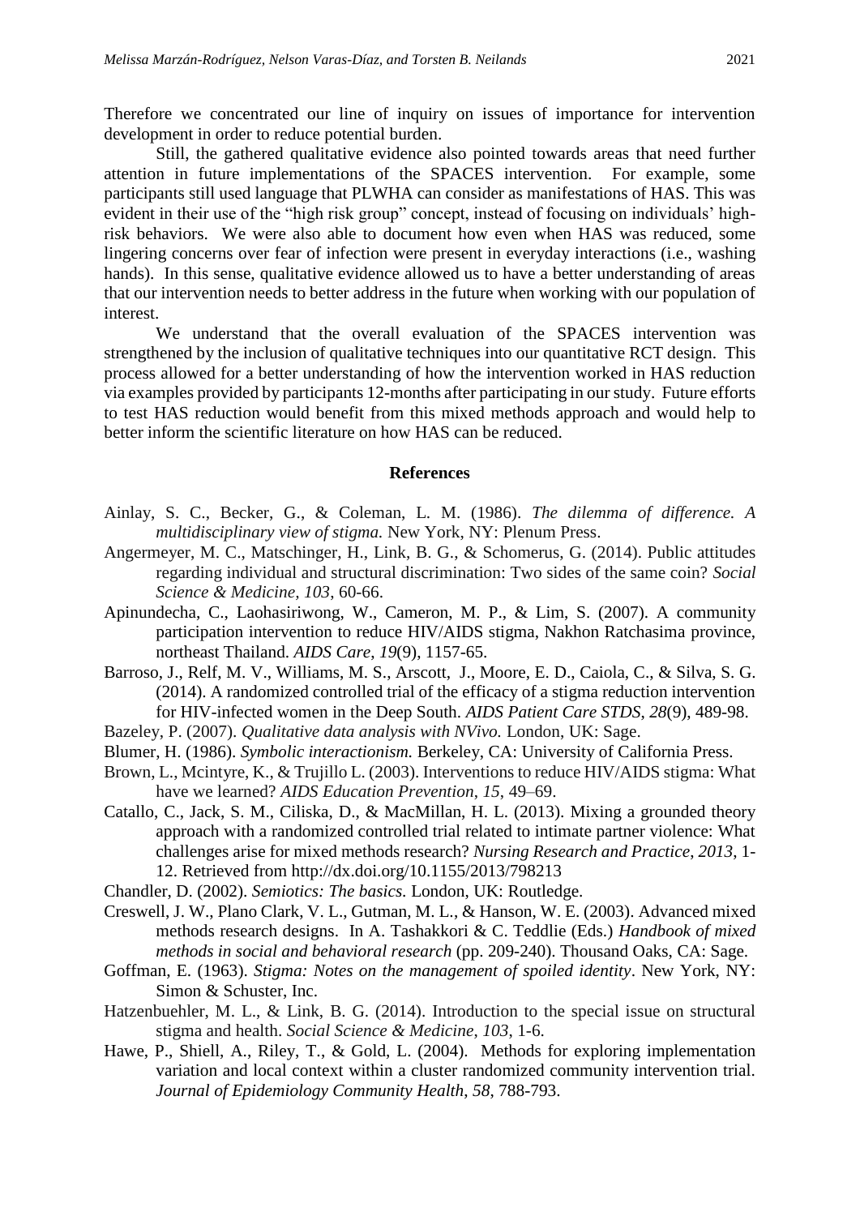Therefore we concentrated our line of inquiry on issues of importance for intervention development in order to reduce potential burden.

Still, the gathered qualitative evidence also pointed towards areas that need further attention in future implementations of the SPACES intervention. For example, some participants still used language that PLWHA can consider as manifestations of HAS. This was evident in their use of the "high risk group" concept, instead of focusing on individuals' high-risk behaviors. We were also able to document how even when HAS was reduced, some lingering concerns over fear of infection were present in everyday interactions (i.e., washing hands). In this sense, qualitative evidence allowed us to have a better understanding of areas that our intervention needs to better address in the future when working with our population of interest.

We understand that the overall evaluation of the SPACES intervention was strengthened by the inclusion of qualitative techniques into our quantitative RCT design. This process allowed for a better understanding of how the intervention worked in HAS reduction via examples provided by participants 12-months after participating in our study. Future efforts to test HAS reduction would benefit from this mixed methods approach and would help to better inform the scientific literature on how HAS can be reduced.

## References

Ainlay, S. C., Becker, G., & Coleman, L. M. (1986). *The dilemma of difference. A multidisciplinary view of stigma.* New York, NY: Plenum Press.

Angermeyer, M. C., Matschinger, H., Link, B. G., & Schomerus, G. (2014). Public attitudes regarding individual and structural discrimination: Two sides of the same coin? *Social Science & Medicine*, *103*, 60-66.

Apinundecha, C., Laohasiriwong, W., Cameron, M. P., & Lim, S. (2007). A community participation intervention to reduce HIV/AIDS stigma, Nakhon Ratchasima province, northeast Thailand. *AIDS Care*, *19*(9), 1157-65.

Barroso, J., Relf, M. V., Williams, M. S., Arscott, J., Moore, E. D., Caiola, C., & Silva, S. G. (2014). A randomized controlled trial of the efficacy of a stigma reduction intervention for HIV-infected women in the Deep South. *AIDS Patient Care STDS*, *28*(9), 489-98.

Bazeley, P. (2007). *Qualitative data analysis with NVivo.* London, UK: Sage.

Blumer, H. (1986). *Symbolic interactionism.* Berkeley, CA: University of California Press.

Brown, L., Mcintyre, K., & Trujillo L. (2003). Interventions to reduce HIV/AIDS stigma: What have we learned? *AIDS Education Prevention*, *15*, 49–69.

Catallo, C., Jack, S. M., Ciliska, D., & MacMillan, H. L. (2013). Mixing a grounded theory approach with a randomized controlled trial related to intimate partner violence: What challenges arise for mixed methods research? *Nursing Research and Practice*, *2013*, 1-12. Retrieved from http://dx.doi.org/10.1155/2013/798213

Chandler, D. (2002). *Semiotics: The basics.* London, UK: Routledge.

Creswell, J. W., Plano Clark, V. L., Gutman, M. L., & Hanson, W. E. (2003). Advanced mixed methods research designs. In A. Tashakkori & C. Teddlie (Eds.) *Handbook of mixed methods in social and behavioral research* (pp. 209-240). Thousand Oaks, CA: Sage.

Goffman, E. (1963). *Stigma: Notes on the management of spoiled identity*. New York, NY: Simon & Schuster, Inc.

Hatzenbuehler, M. L., & Link, B. G. (2014). Introduction to the special issue on structural stigma and health. *Social Science & Medicine*, *103*, 1-6.

Hawe, P., Shiell, A., Riley, T., & Gold, L. (2004). Methods for exploring implementation variation and local context within a cluster randomized community intervention trial. *Journal of Epidemiology Community Health*, *58*, 788-793.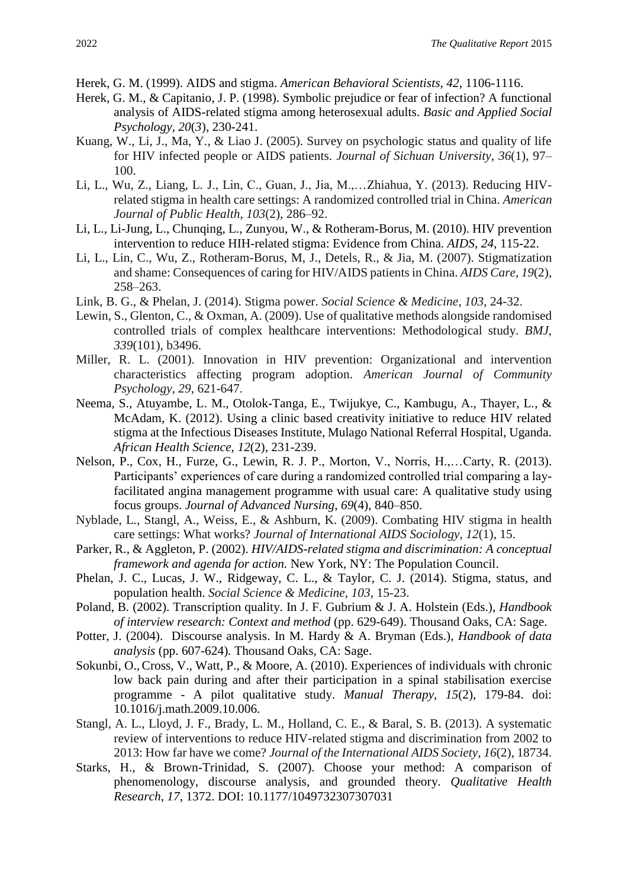Herek, G. M. (1999). AIDS and stigma. *American Behavioral Scientists*, *42*, 1106-1116.

Herek, G. M., & Capitanio, J. P. (1998). Symbolic prejudice or fear of infection? A functional analysis of AIDS-related stigma among heterosexual adults. *Basic and Applied Social Psychology*, *20*(*3*), 230-241.

Kuang, W., Li, J., Ma, Y., & Liao J. (2005). Survey on psychologic status and quality of life for HIV infected people or AIDS patients. *Journal of Sichuan University*, *36*(1), 97–100.

Li, L., Wu, Z., Liang, L. J., Lin, C., Guan, J., Jia, M.,…Zhiahua, Y. (2013). Reducing HIV-related stigma in health care settings: A randomized controlled trial in China. *American Journal of Public Health*, *103*(2), 286–92.

Li, L., Li-Jung, L., Chunqing, L., Zunyou, W., & Rotheram-Borus, M. (2010). HIV prevention intervention to reduce HIH-related stigma: Evidence from China. *AIDS*, *24*, 115-22.

Li, L., Lin, C., Wu, Z., Rotheram-Borus, M, J., Detels, R., & Jia, M. (2007). Stigmatization and shame: Consequences of caring for HIV/AIDS patients in China. *AIDS Care*, *19*(2), 258–263.

Link, B. G., & Phelan, J. (2014). Stigma power. *Social Science & Medicine*, *103*, 24-32.

Lewin, S., Glenton, C., & Oxman, A. (2009). Use of qualitative methods alongside randomised controlled trials of complex healthcare interventions: Methodological study. *BMJ*, *339*(101), b3496.

Miller, R. L. (2001). Innovation in HIV prevention: Organizational and intervention characteristics affecting program adoption. *American Journal of Community Psychology*, *29*, 621-647.

Neema, S., Atuyambe, L. M., Otolok-Tanga, E., Twijukye, C., Kambugu, A., Thayer, L., & McAdam, K. (2012). Using a clinic based creativity initiative to reduce HIV related stigma at the Infectious Diseases Institute, Mulago National Referral Hospital, Uganda. *African Health Science*, *12*(2), 231-239.

Nelson, P., Cox, H., Furze, G., Lewin, R. J. P., Morton, V., Norris, H.,…Carty, R. (2013). Participants' experiences of care during a randomized controlled trial comparing a lay-facilitated angina management programme with usual care: A qualitative study using focus groups. *Journal of Advanced Nursing, 69*(4), 840–850.

Nyblade, L., Stangl, A., Weiss, E., & Ashburn, K. (2009). Combating HIV stigma in health care settings: What works? *Journal of International AIDS Sociology*, *12*(1), 15.

Parker, R., & Aggleton, P. (2002). *HIV/AIDS-related stigma and discrimination: A conceptual framework and agenda for action.* New York, NY: The Population Council.

Phelan, J. C., Lucas, J. W., Ridgeway, C. L., & Taylor, C. J. (2014). Stigma, status, and population health. *Social Science & Medicine*, *103*, 15-23.

Poland, B. (2002). Transcription quality. In J. F. Gubrium & J. A. Holstein (Eds.), *Handbook of interview research: Context and method* (pp. 629-649). Thousand Oaks, CA: Sage.

Potter, J. (2004). Discourse analysis. In M. Hardy & A. Bryman (Eds.), *Handbook of data analysis* (pp. 607-624)*.* Thousand Oaks, CA: Sage.

Sokunbi, O., Cross, V., Watt, P., & Moore, A. (2010). Experiences of individuals with chronic low back pain during and after their participation in a spinal stabilisation exercise programme - A pilot qualitative study. *Manual Therapy*, *15*(2), 179-84. doi: 10.1016/j.math.2009.10.006.

Stangl, A. L., Lloyd, J. F., Brady, L. M., Holland, C. E., & Baral, S. B. (2013). A systematic review of interventions to reduce HIV-related stigma and discrimination from 2002 to 2013: How far have we come? *Journal of the International AIDS Society*, *16*(2), 18734.

Starks, H., & Brown-Trinidad, S. (2007). Choose your method: A comparison of phenomenology, discourse analysis, and grounded theory. *Qualitative Health Research*, *17*, 1372. DOI: 10.1177/1049732307307031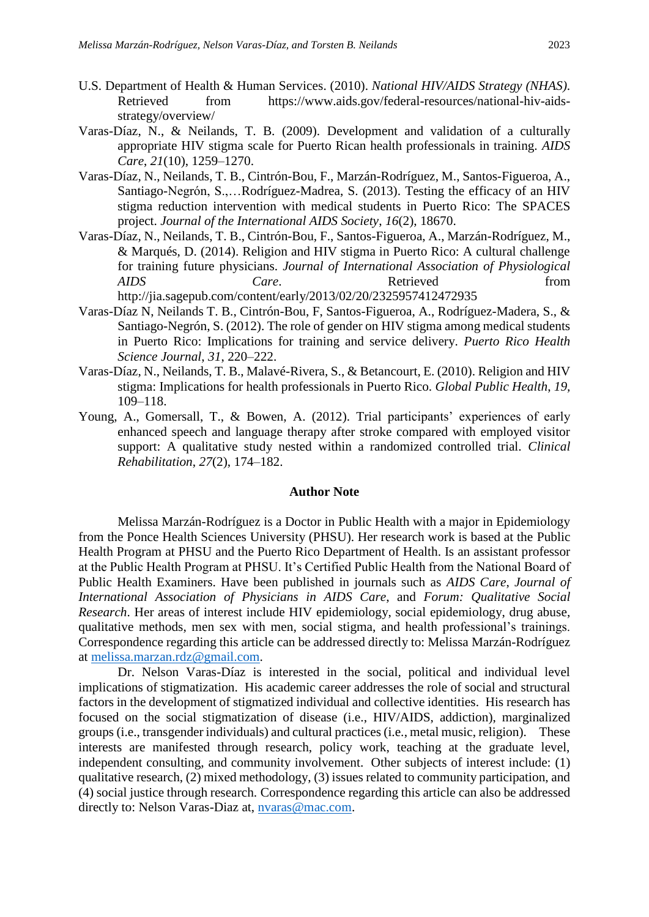U.S. Department of Health & Human Services. (2010). *National HIV/AIDS Strategy (NHAS)*. Retrieved from https://www.aids.gov/federal-resources/national-hiv-aids-strategy/overview/

Varas-Díaz, N., & Neilands, T. B. (2009). Development and validation of a culturally appropriate HIV stigma scale for Puerto Rican health professionals in training. *AIDS Care*, *21*(10), 1259–1270.

Varas-Díaz, N., Neilands, T. B., Cintrón-Bou, F., Marzán-Rodríguez, M., Santos-Figueroa, A., Santiago-Negrón, S.,…Rodríguez-Madrea, S. (2013). Testing the efficacy of an HIV stigma reduction intervention with medical students in Puerto Rico: The SPACES project. *Journal of the International AIDS Society*, *16*(2), 18670.

Varas-Díaz, N., Neilands, T. B., Cintrón-Bou, F., Santos-Figueroa, A., Marzán-Rodríguez, M., & Marqués, D. (2014). Religion and HIV stigma in Puerto Rico: A cultural challenge for training future physicians. *Journal of International Association of Physiological AIDS Care*. Retrieved from http://jia.sagepub.com/content/early/2013/02/20/2325957412472935

Varas-Díaz N, Neilands T. B., Cintrón-Bou, F, Santos-Figueroa, A., Rodríguez-Madera, S., & Santiago-Negrón, S. (2012). The role of gender on HIV stigma among medical students in Puerto Rico: Implications for training and service delivery. *Puerto Rico Health Science Journal*, *31*, 220–222.

Varas-Díaz, N., Neilands, T. B., Malavé-Rivera, S., & Betancourt, E. (2010). Religion and HIV stigma: Implications for health professionals in Puerto Rico. *Global Public Health*, *19*, 109–118.

Young, A., Gomersall, T., & Bowen, A. (2012). Trial participants' experiences of early enhanced speech and language therapy after stroke compared with employed visitor support: A qualitative study nested within a randomized controlled trial. *Clinical Rehabilitation*, *27*(2), 174–182.

## Author Note

Melissa Marzán-Rodríguez is a Doctor in Public Health with a major in Epidemiology from the Ponce Health Sciences University (PHSU). Her research work is based at the Public Health Program at PHSU and the Puerto Rico Department of Health. Is an assistant professor at the Public Health Program at PHSU. It's Certified Public Health from the National Board of Public Health Examiners. Have been published in journals such as *AIDS Care*, *Journal of International Association of Physicians in AIDS Care*, and *Forum: Qualitative Social Research*. Her areas of interest include HIV epidemiology, social epidemiology, drug abuse, qualitative methods, men sex with men, social stigma, and health professional's trainings. Correspondence regarding this article can be addressed directly to: Melissa Marzán-Rodríguez at melissa.marzan.rdz@gmail.com.

Dr. Nelson Varas-Díaz is interested in the social, political and individual level implications of stigmatization. His academic career addresses the role of social and structural factors in the development of stigmatized individual and collective identities. His research has focused on the social stigmatization of disease (i.e., HIV/AIDS, addiction), marginalized groups (i.e., transgender individuals) and cultural practices (i.e., metal music, religion). These interests are manifested through research, policy work, teaching at the graduate level, independent consulting, and community involvement. Other subjects of interest include: (1) qualitative research, (2) mixed methodology, (3) issues related to community participation, and (4) social justice through research. Correspondence regarding this article can also be addressed directly to: Nelson Varas-Diaz at, nvaras@mac.com.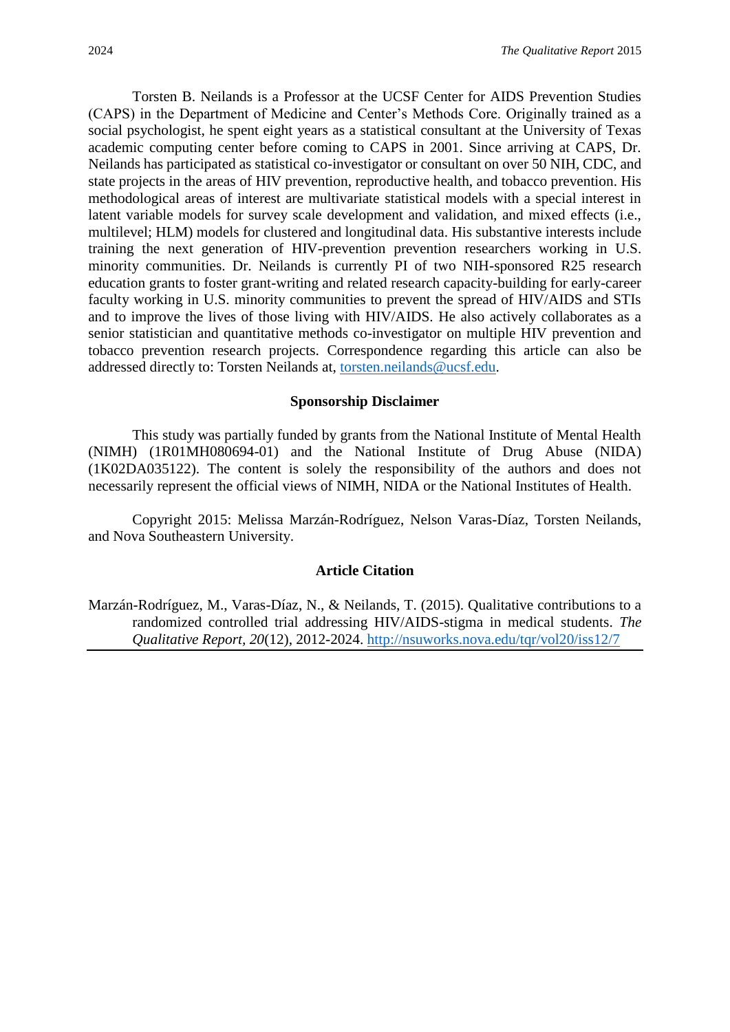Torsten B. Neilands is a Professor at the UCSF Center for AIDS Prevention Studies (CAPS) in the Department of Medicine and Center's Methods Core. Originally trained as a social psychologist, he spent eight years as a statistical consultant at the University of Texas academic computing center before coming to CAPS in 2001. Since arriving at CAPS, Dr. Neilands has participated as statistical co-investigator or consultant on over 50 NIH, CDC, and state projects in the areas of HIV prevention, reproductive health, and tobacco prevention. His methodological areas of interest are multivariate statistical models with a special interest in latent variable models for survey scale development and validation, and mixed effects (i.e., multilevel; HLM) models for clustered and longitudinal data. His substantive interests include training the next generation of HIV-prevention prevention researchers working in U.S. minority communities. Dr. Neilands is currently PI of two NIH-sponsored R25 research education grants to foster grant-writing and related research capacity-building for early-career faculty working in U.S. minority communities to prevent the spread of HIV/AIDS and STIs and to improve the lives of those living with HIV/AIDS. He also actively collaborates as a senior statistician and quantitative methods co-investigator on multiple HIV prevention and tobacco prevention research projects. Correspondence regarding this article can also be addressed directly to: Torsten Neilands at, torsten.neilands@ucsf.edu.

### Sponsorship Disclaimer

This study was partially funded by grants from the National Institute of Mental Health (NIMH) (1R01MH080694-01) and the National Institute of Drug Abuse (NIDA) (1K02DA035122). The content is solely the responsibility of the authors and does not necessarily represent the official views of NIMH, NIDA or the National Institutes of Health.

Copyright 2015: Melissa Marzán-Rodríguez, Nelson Varas-Díaz, Torsten Neilands, and Nova Southeastern University.

### Article Citation

Marzán-Rodríguez, M., Varas-Díaz, N., & Neilands, T. (2015). Qualitative contributions to a randomized controlled trial addressing HIV/AIDS-stigma in medical students. *The Qualitative Report*, *20*(12), 2012-2024. http://nsuworks.nova.edu/tqr/vol20/iss12/7